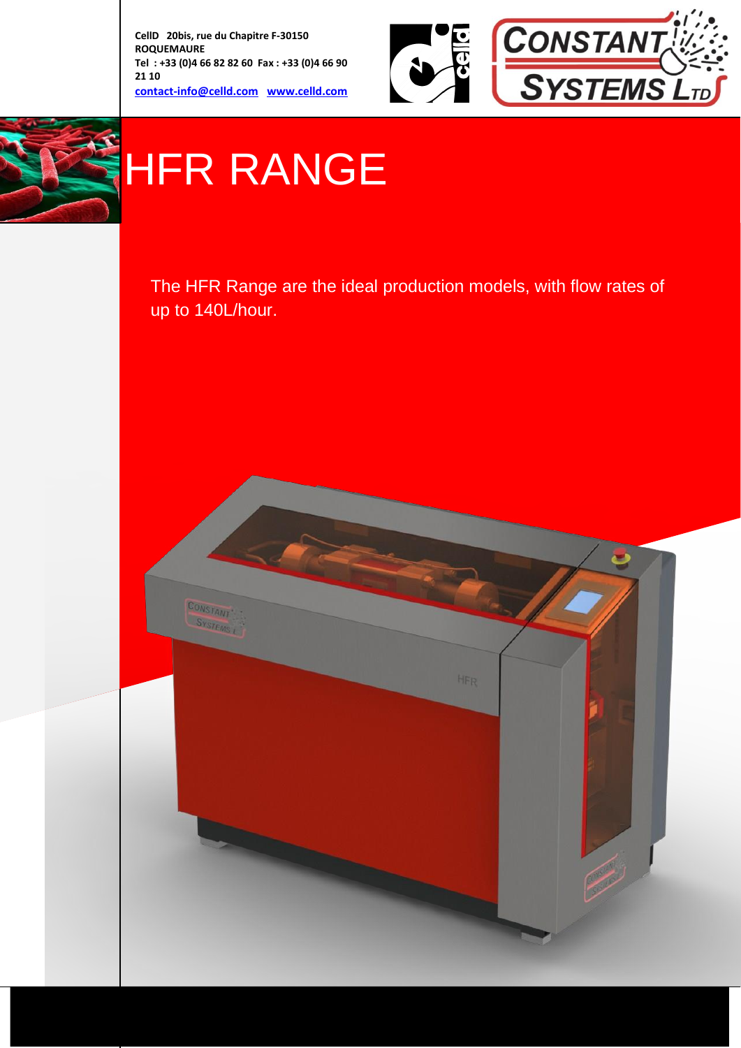CellD 20bis, rue du Chapitre F-30150 ROQUEMAURE
Tel : +33 (0)4 66 82 82 60 Fax : +33 (0)4 66 90 21 10
contact-info@celld.com www.celld.com

# HFR RANGE

The HFR Range are the ideal production models, with flow rates of up to 140L/hour.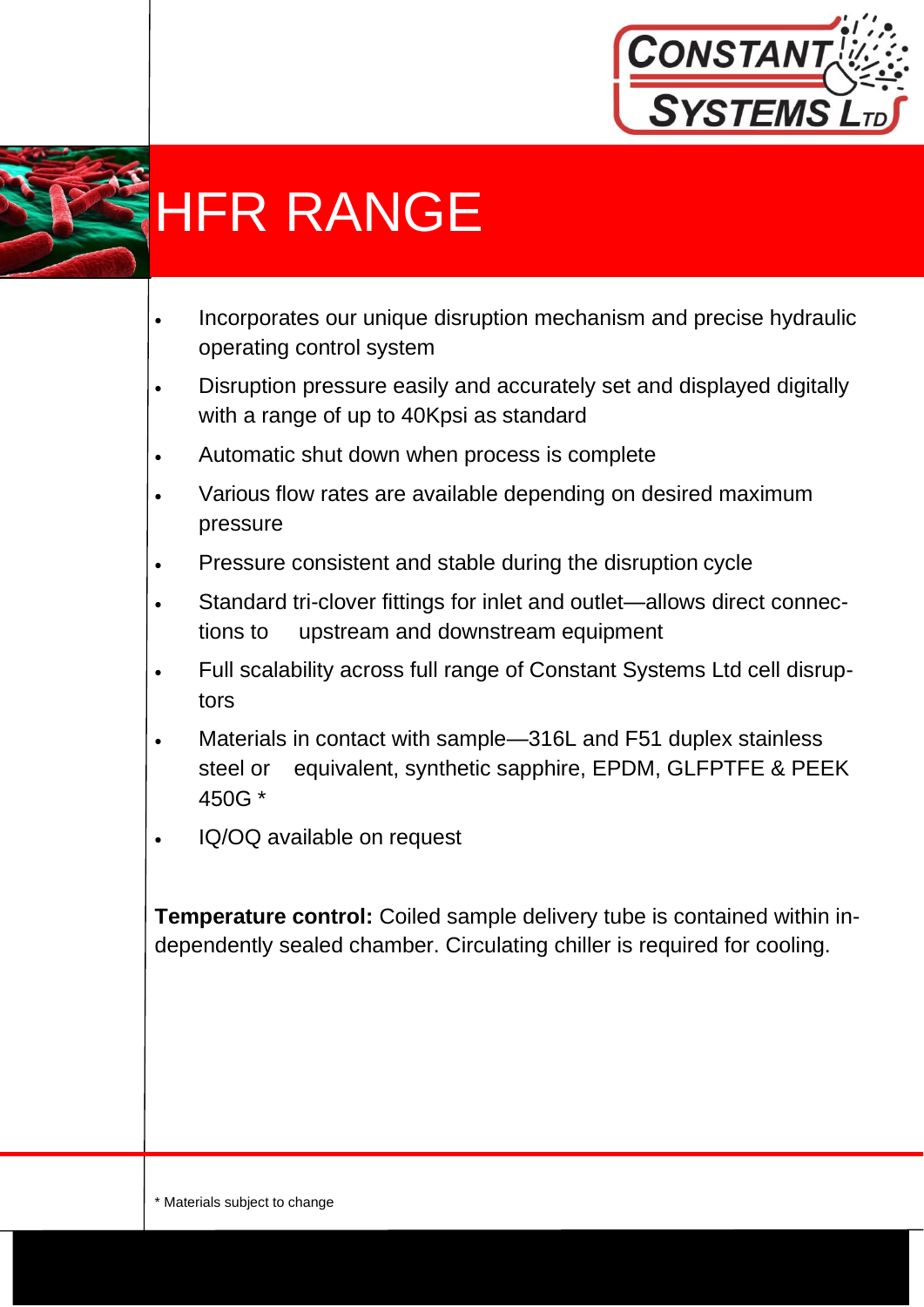# HFR RANGE

- Incorporates our unique disruption mechanism and precise hydraulic operating control system
- Disruption pressure easily and accurately set and displayed digitally with a range of up to 40Kpsi as standard
- Automatic shut down when process is complete
- Various flow rates are available depending on desired maximum pressure
- Pressure consistent and stable during the disruption cycle
- Standard tri-clover fittings for inlet and outlet—allows direct connections to upstream and downstream equipment
- Full scalability across full range of Constant Systems Ltd cell disruptors
- Materials in contact with sample—316L and F51 duplex stainless steel or equivalent, synthetic sapphire, EPDM, GLFPTFE & PEEK 450G *
- IQ/OQ available on request

**Temperature control:** Coiled sample delivery tube is contained within independently sealed chamber. Circulating chiller is required for cooling.

* Materials subject to change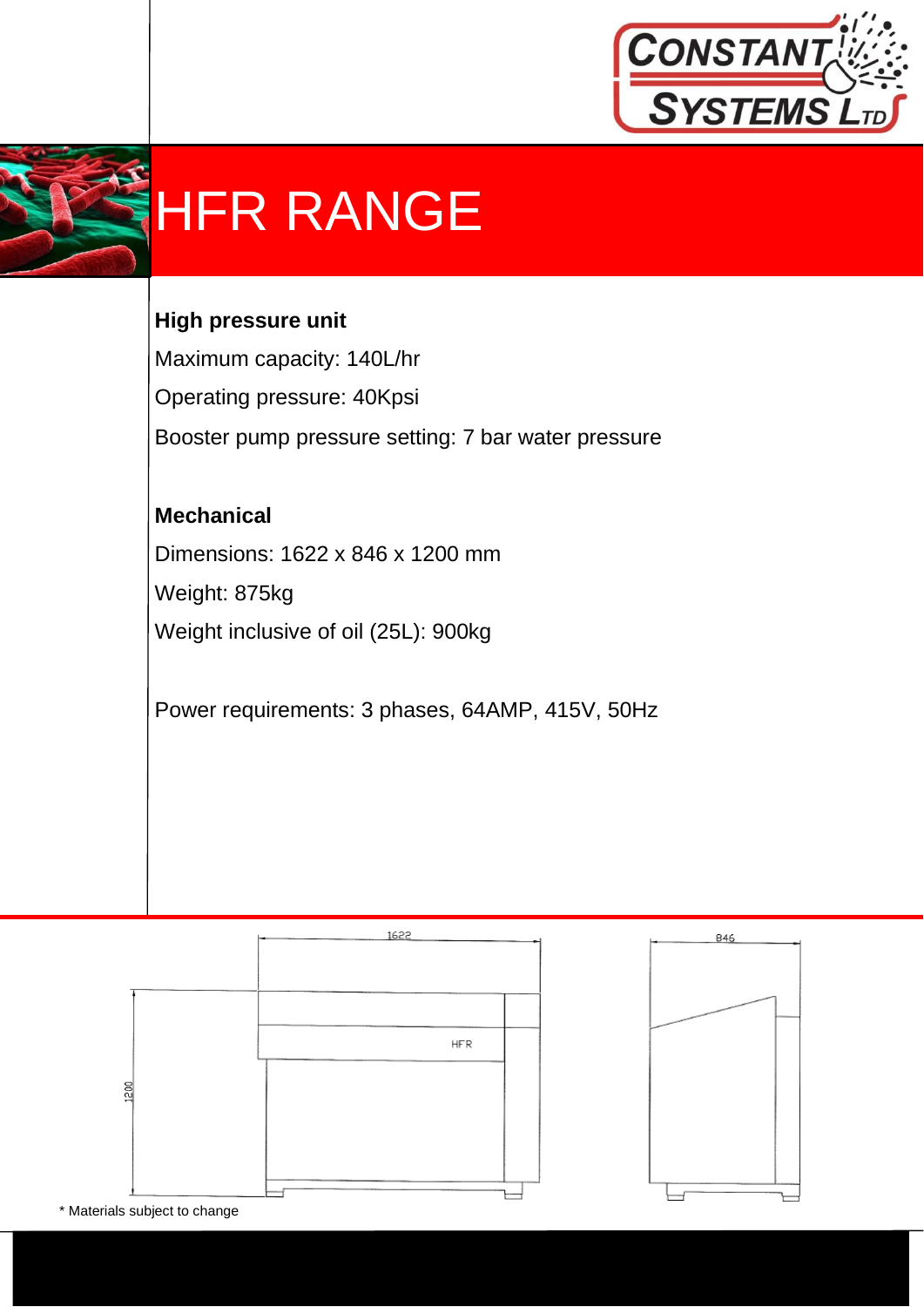# HFR RANGE

**High pressure unit**

Maximum capacity: 140L/hr

Operating pressure: 40Kpsi

Booster pump pressure setting: 7 bar water pressure

**Mechanical**

Dimensions: 1622 x 846 x 1200 mm

Weight: 875kg

Weight inclusive of oil (25L): 900kg

Power requirements: 3 phases, 64AMP, 415V, 50Hz

1622

HFR

1200

846

* Materials subject to change